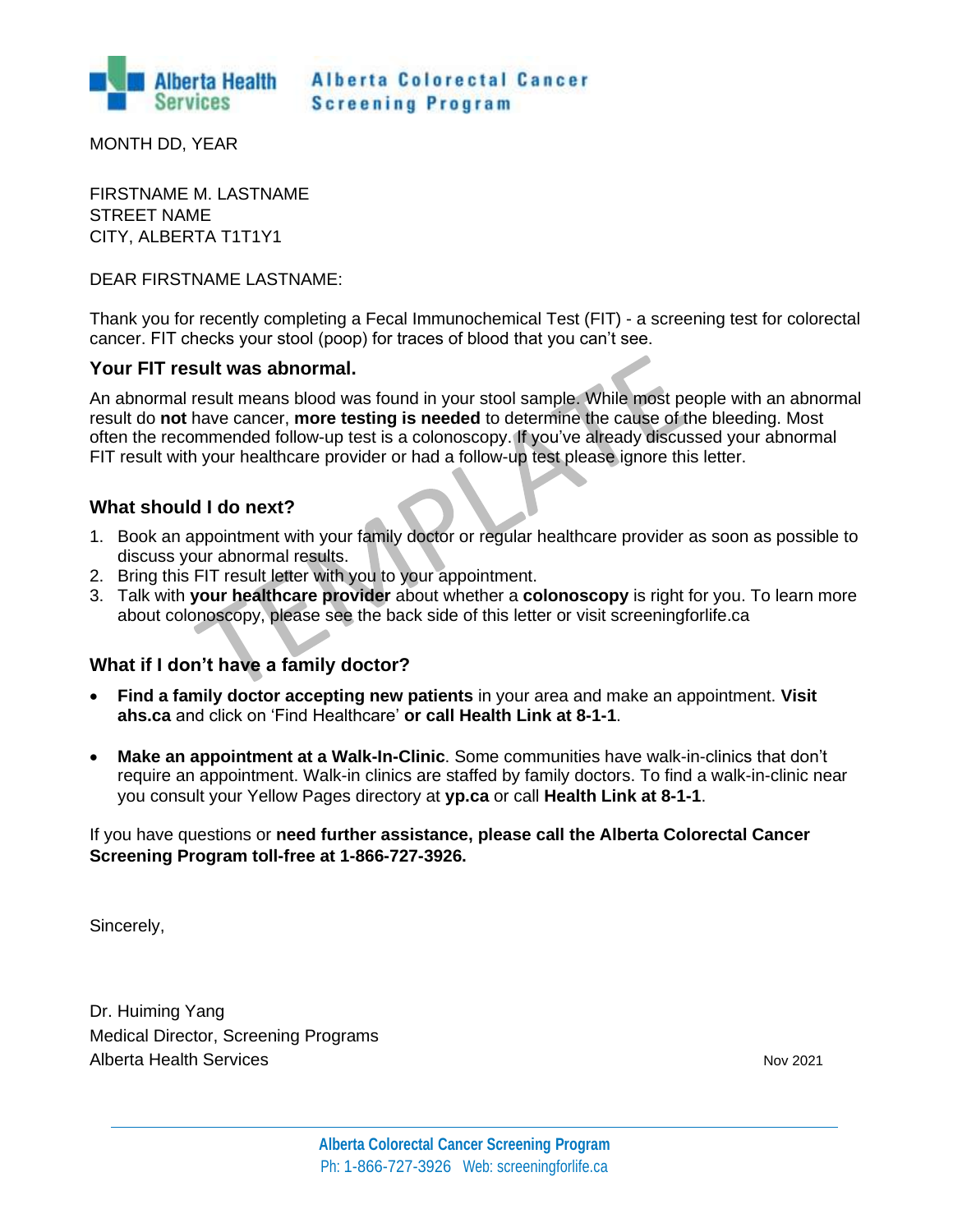Alberta Health Services — Alberta Colorectal Cancer Screening Program

MONTH DD, YEAR

FIRSTNAME M. LASTNAME
STREET NAME
CITY, ALBERTA T1T1Y1

DEAR FIRSTNAME LASTNAME:

Thank you for recently completing a Fecal Immunochemical Test (FIT) - a screening test for colorectal cancer. FIT checks your stool (poop) for traces of blood that you can't see.

### Your FIT result was abnormal.

An abnormal result means blood was found in your stool sample. While most people with an abnormal result do **not** have cancer, **more testing is needed** to determine the cause of the bleeding. Most often the recommended follow-up test is a colonoscopy. If you've already discussed your abnormal FIT result with your healthcare provider or had a follow-up test please ignore this letter.

### What should I do next?

1. Book an appointment with your family doctor or regular healthcare provider as soon as possible to discuss your abnormal results.
2. Bring this FIT result letter with you to your appointment.
3. Talk with **your healthcare provider** about whether a **colonoscopy** is right for you. To learn more about colonoscopy, please see the back side of this letter or visit screeningforlife.ca

### What if I don't have a family doctor?

- **Find a family doctor accepting new patients** in your area and make an appointment. **Visit ahs.ca** and click on 'Find Healthcare' **or call Health Link at 8-1-1**.

- **Make an appointment at a Walk-In-Clinic**. Some communities have walk-in-clinics that don't require an appointment. Walk-in clinics are staffed by family doctors. To find a walk-in-clinic near you consult your Yellow Pages directory at **yp.ca** or call **Health Link at 8-1-1**.

If you have questions or **need further assistance, please call the Alberta Colorectal Cancer Screening Program toll-free at 1-866-727-3926.**

Sincerely,

Dr. Huiming Yang
Medical Director, Screening Programs
Alberta Health Services

Nov 2021

**Alberta Colorectal Cancer Screening Program**
Ph: 1-866-727-3926 Web: screeningforlife.ca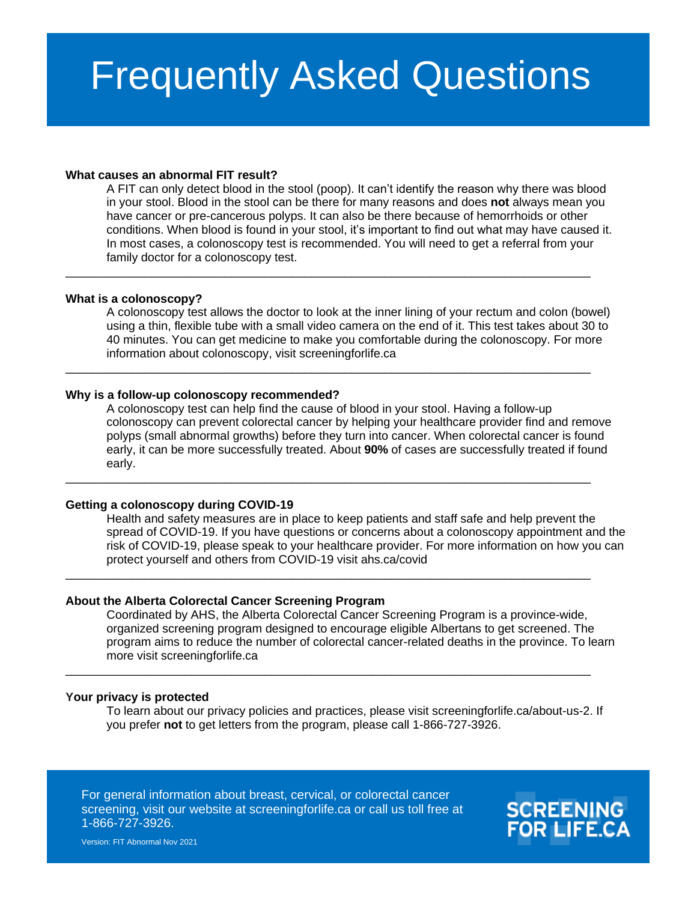# Frequently Asked Questions

**What causes an abnormal FIT result?**

A FIT can only detect blood in the stool (poop). It can't identify the reason why there was blood in your stool. Blood in the stool can be there for many reasons and does **not** always mean you have cancer or pre-cancerous polyps. It can also be there because of hemorrhoids or other conditions. When blood is found in your stool, it's important to find out what may have caused it. In most cases, a colonoscopy test is recommended. You will need to get a referral from your family doctor for a colonoscopy test.

---

**What is a colonoscopy?**

A colonoscopy test allows the doctor to look at the inner lining of your rectum and colon (bowel) using a thin, flexible tube with a small video camera on the end of it. This test takes about 30 to 40 minutes. You can get medicine to make you comfortable during the colonoscopy. For more information about colonoscopy, visit screeningforlife.ca

---

**Why is a follow-up colonoscopy recommended?**

A colonoscopy test can help find the cause of blood in your stool. Having a follow-up colonoscopy can prevent colorectal cancer by helping your healthcare provider find and remove polyps (small abnormal growths) before they turn into cancer. When colorectal cancer is found early, it can be more successfully treated. About **90%** of cases are successfully treated if found early.

---

**Getting a colonoscopy during COVID-19**

Health and safety measures are in place to keep patients and staff safe and help prevent the spread of COVID-19. If you have questions or concerns about a colonoscopy appointment and the risk of COVID-19, please speak to your healthcare provider. For more information on how you can protect yourself and others from COVID-19 visit ahs.ca/covid

---

**About the Alberta Colorectal Cancer Screening Program**

Coordinated by AHS, the Alberta Colorectal Cancer Screening Program is a province-wide, organized screening program designed to encourage eligible Albertans to get screened. The program aims to reduce the number of colorectal cancer-related deaths in the province. To learn more visit screeningforlife.ca

---

**Your privacy is protected**

To learn about our privacy policies and practices, please visit screeningforlife.ca/about-us-2. If you prefer **not** to get letters from the program, please call 1-866-727-3926.

For general information about breast, cervical, or colorectal cancer screening, visit our website at screeningforlife.ca or call us toll free at 1-866-727-3926.

SCREENING FOR LIFE.CA

Version: FIT Abnormal Nov 2021